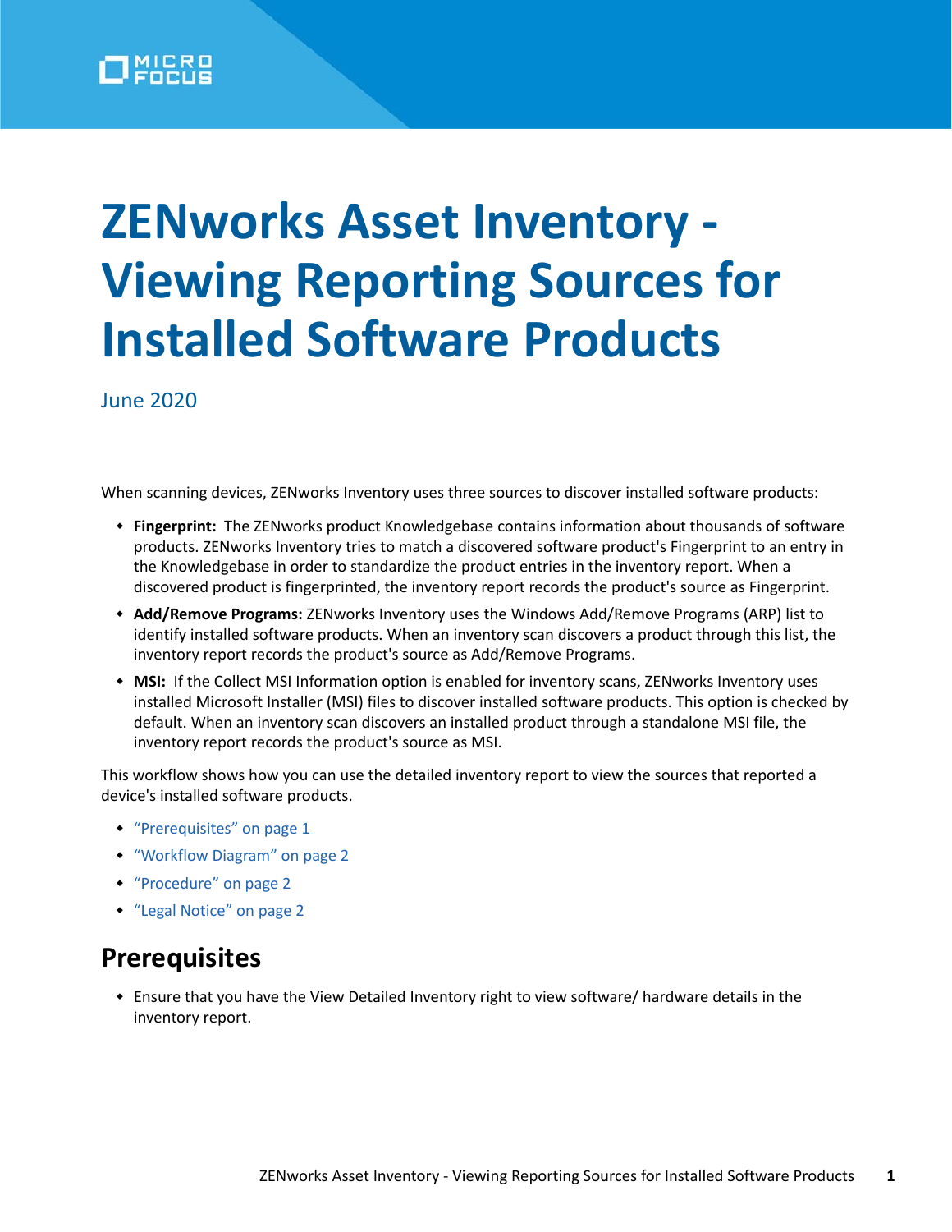# ZENworks Asset Inventory - Viewing Reporting Sources for Installed Software Products

June 2020

When scanning devices, ZENworks Inventory uses three sources to discover installed software products:

- **Fingerprint:** The ZENworks product Knowledgebase contains information about thousands of software products. ZENworks Inventory tries to match a discovered software product's Fingerprint to an entry in the Knowledgebase in order to standardize the product entries in the inventory report. When a discovered product is fingerprinted, the inventory report records the product's source as Fingerprint.
- **Add/Remove Programs:** ZENworks Inventory uses the Windows Add/Remove Programs (ARP) list to identify installed software products. When an inventory scan discovers a product through this list, the inventory report records the product's source as Add/Remove Programs.
- **MSI:** If the Collect MSI Information option is enabled for inventory scans, ZENworks Inventory uses installed Microsoft Installer (MSI) files to discover installed software products. This option is checked by default. When an inventory scan discovers an installed product through a standalone MSI file, the inventory report records the product's source as MSI.

This workflow shows how you can use the detailed inventory report to view the sources that reported a device's installed software products.

- "Prerequisites" on page 1
- "Workflow Diagram" on page 2
- "Procedure" on page 2
- "Legal Notice" on page 2

## Prerequisites

- Ensure that you have the View Detailed Inventory right to view software/ hardware details in the inventory report.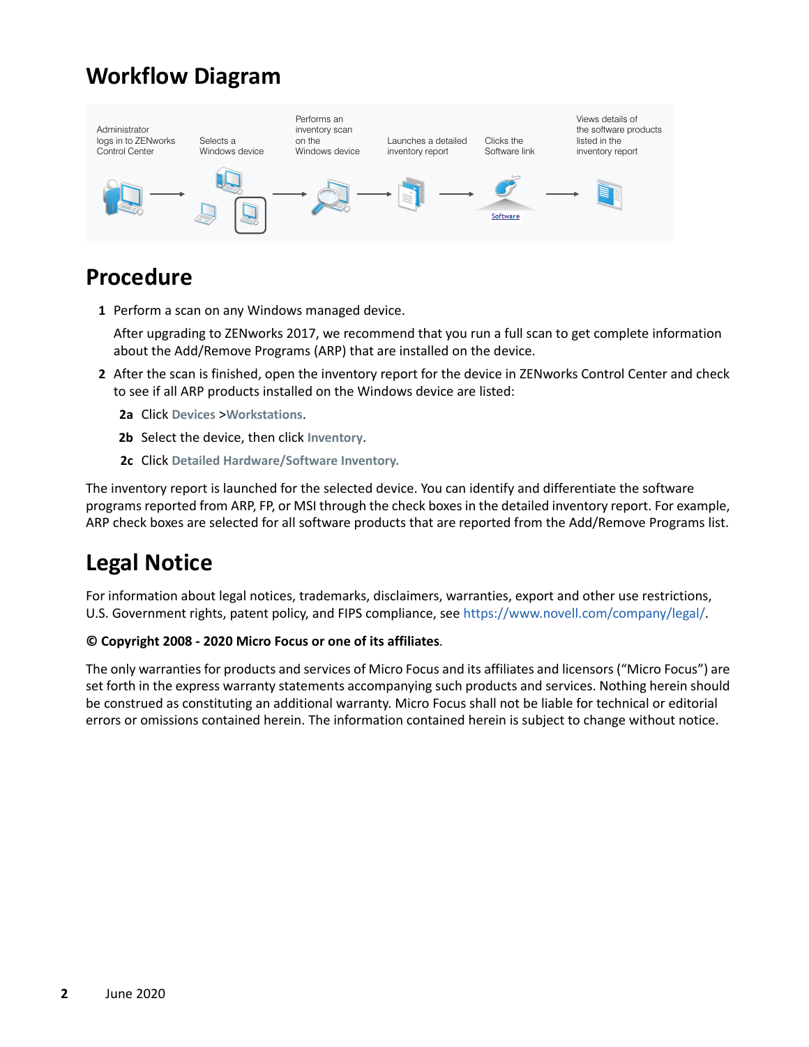## Workflow Diagram

Administrator logs in to ZENworks Control Center

Selects a Windows device

Performs an inventory scan on the Windows device

Launches a detailed inventory report

Clicks the Software link

Software

Views details of the software products listed in the inventory report

## Procedure

1 Perform a scan on any Windows managed device.

   After upgrading to ZENworks 2017, we recommend that you run a full scan to get complete information about the Add/Remove Programs (ARP) that are installed on the device.

2 After the scan is finished, open the inventory report for the device in ZENworks Control Center and check to see if all ARP products installed on the Windows device are listed:

   **2a** Click **Devices** >**Workstations**.

   **2b** Select the device, then click **Inventory**.

   **2c** Click **Detailed Hardware/Software Inventory.**

The inventory report is launched for the selected device. You can identify and differentiate the software programs reported from ARP, FP, or MSI through the check boxes in the detailed inventory report. For example, ARP check boxes are selected for all software products that are reported from the Add/Remove Programs list.

## Legal Notice

For information about legal notices, trademarks, disclaimers, warranties, export and other use restrictions, U.S. Government rights, patent policy, and FIPS compliance, see https://www.novell.com/company/legal/.

**© Copyright 2008 - 2020 Micro Focus or one of its affiliates**.

The only warranties for products and services of Micro Focus and its affiliates and licensors (“Micro Focus”) are set forth in the express warranty statements accompanying such products and services. Nothing herein should be construed as constituting an additional warranty. Micro Focus shall not be liable for technical or editorial errors or omissions contained herein. The information contained herein is subject to change without notice.